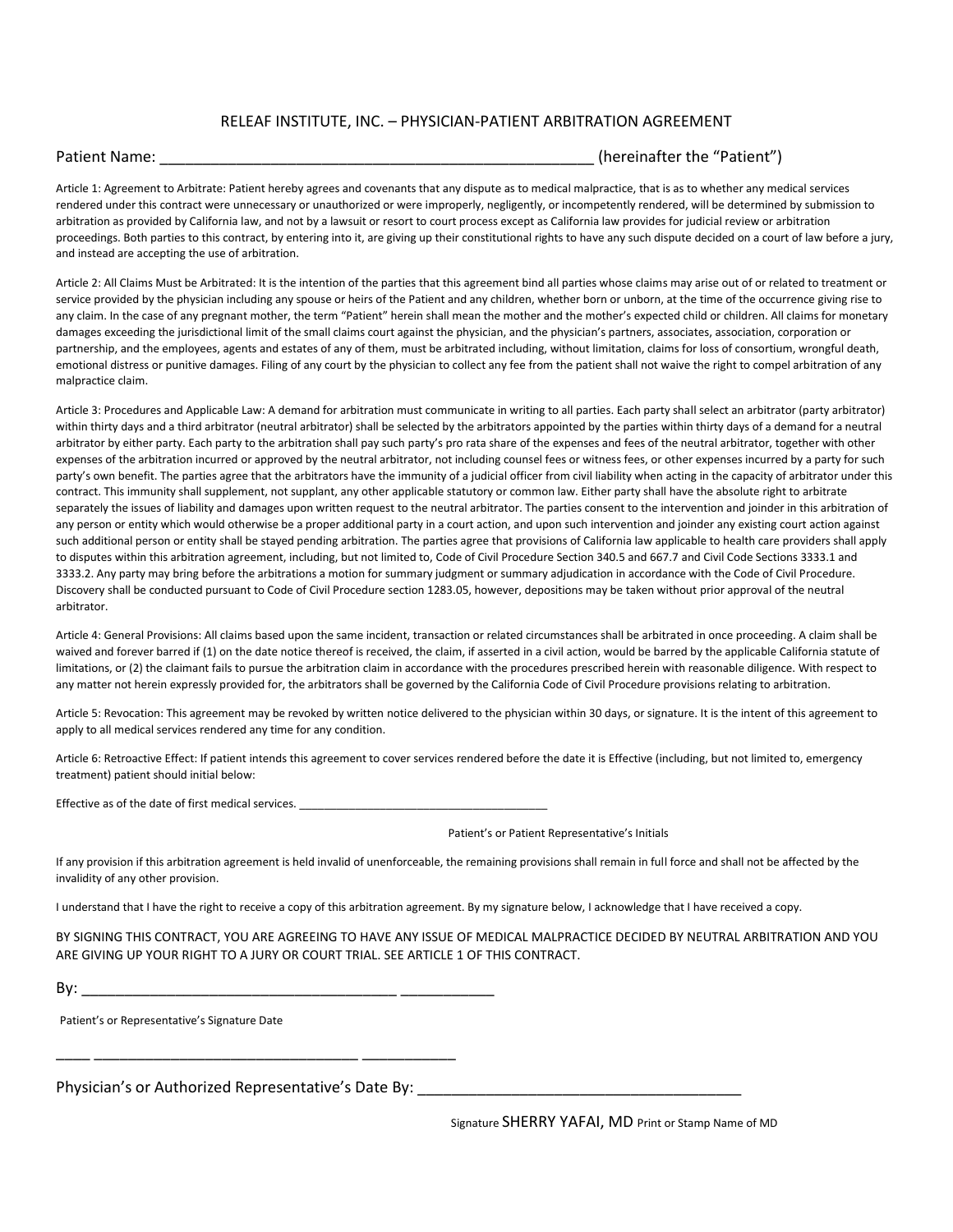# RELEAF INSTITUTE, INC. – PHYSICIAN-PATIENT ARBITRATION AGREEMENT

Patient Name: _____________________________________________________ (hereinafter the "Patient")

Article 1: Agreement to Arbitrate: Patient hereby agrees and covenants that any dispute as to medical malpractice, that is as to whether any medical services rendered under this contract were unnecessary or unauthorized or were improperly, negligently, or incompetently rendered, will be determined by submission to arbitration as provided by California law, and not by a lawsuit or resort to court process except as California law provides for judicial review or arbitration proceedings. Both parties to this contract, by entering into it, are giving up their constitutional rights to have any such dispute decided on a court of law before a jury, and instead are accepting the use of arbitration.

Article 2: All Claims Must be Arbitrated: It is the intention of the parties that this agreement bind all parties whose claims may arise out of or related to treatment or service provided by the physician including any spouse or heirs of the Patient and any children, whether born or unborn, at the time of the occurrence giving rise to any claim. In the case of any pregnant mother, the term "Patient" herein shall mean the mother and the mother's expected child or children. All claims for monetary damages exceeding the jurisdictional limit of the small claims court against the physician, and the physician's partners, associates, association, corporation or partnership, and the employees, agents and estates of any of them, must be arbitrated including, without limitation, claims for loss of consortium, wrongful death, emotional distress or punitive damages. Filing of any court by the physician to collect any fee from the patient shall not waive the right to compel arbitration of any malpractice claim.

Article 3: Procedures and Applicable Law: A demand for arbitration must communicate in writing to all parties. Each party shall select an arbitrator (party arbitrator) within thirty days and a third arbitrator (neutral arbitrator) shall be selected by the arbitrators appointed by the parties within thirty days of a demand for a neutral arbitrator by either party. Each party to the arbitration shall pay such party's pro rata share of the expenses and fees of the neutral arbitrator, together with other expenses of the arbitration incurred or approved by the neutral arbitrator, not including counsel fees or witness fees, or other expenses incurred by a party for such party's own benefit. The parties agree that the arbitrators have the immunity of a judicial officer from civil liability when acting in the capacity of arbitrator under this contract. This immunity shall supplement, not supplant, any other applicable statutory or common law. Either party shall have the absolute right to arbitrate separately the issues of liability and damages upon written request to the neutral arbitrator. The parties consent to the intervention and joinder in this arbitration of any person or entity which would otherwise be a proper additional party in a court action, and upon such intervention and joinder any existing court action against such additional person or entity shall be stayed pending arbitration. The parties agree that provisions of California law applicable to health care providers shall apply to disputes within this arbitration agreement, including, but not limited to, Code of Civil Procedure Section 340.5 and 667.7 and Civil Code Sections 3333.1 and 3333.2. Any party may bring before the arbitrations a motion for summary judgment or summary adjudication in accordance with the Code of Civil Procedure. Discovery shall be conducted pursuant to Code of Civil Procedure section 1283.05, however, depositions may be taken without prior approval of the neutral arbitrator.

Article 4: General Provisions: All claims based upon the same incident, transaction or related circumstances shall be arbitrated in once proceeding. A claim shall be waived and forever barred if (1) on the date notice thereof is received, the claim, if asserted in a civil action, would be barred by the applicable California statute of limitations, or (2) the claimant fails to pursue the arbitration claim in accordance with the procedures prescribed herein with reasonable diligence. With respect to any matter not herein expressly provided for, the arbitrators shall be governed by the California Code of Civil Procedure provisions relating to arbitration.

Article 5: Revocation: This agreement may be revoked by written notice delivered to the physician within 30 days, or signature. It is the intent of this agreement to apply to all medical services rendered any time for any condition.

Article 6: Retroactive Effect: If patient intends this agreement to cover services rendered before the date it is Effective (including, but not limited to, emergency treatment) patient should initial below:

Effective as of the date of first medical services. ________________________________________

Patient's or Patient Representative's Initials

If any provision if this arbitration agreement is held invalid of unenforceable, the remaining provisions shall remain in full force and shall not be affected by the invalidity of any other provision.

I understand that I have the right to receive a copy of this arbitration agreement. By my signature below, I acknowledge that I have received a copy.

BY SIGNING THIS CONTRACT, YOU ARE AGREEING TO HAVE ANY ISSUE OF MEDICAL MALPRACTICE DECIDED BY NEUTRAL ARBITRATION AND YOU ARE GIVING UP YOUR RIGHT TO A JURY OR COURT TRIAL. SEE ARTICLE 1 OF THIS CONTRACT.

By: ________________________________________ ____________

Patient's or Representative's Signature Date

____ __________________________________ ____________

Physician's or Authorized Representative's Date By: ________________________________________

Signature SHERRY YAFAI, MD Print or Stamp Name of MD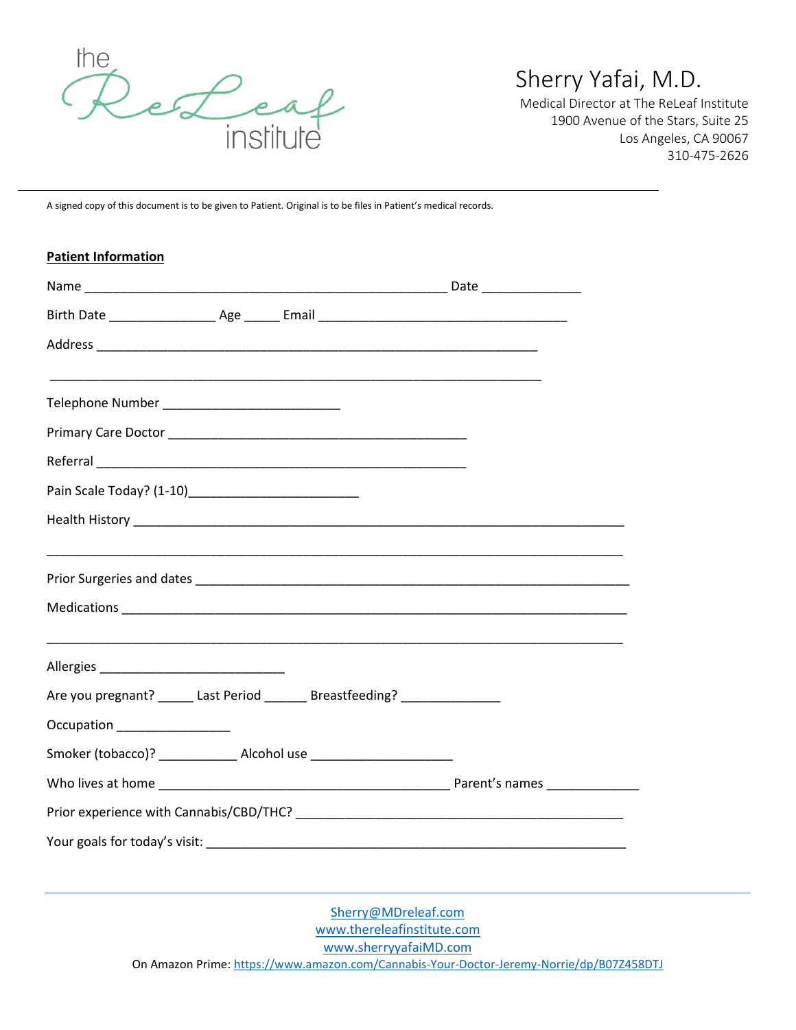the ReLeaf institute

Sherry Yafai, M.D.

Medical Director at The ReLeaf Institute
1900 Avenue of the Stars, Suite 25
Los Angeles, CA 90067
310-475-2626

---

A signed copy of this document is to be given to Patient. Original is to be files in Patient's medical records.

**Patient Information**

Name ___________________________________________________ Date ______________

Birth Date _______________ Age _____ Email ___________________________________

Address ______________________________________________________________

______________________________________________________________________

Telephone Number _________________________

Primary Care Doctor __________________________________________

Referral ____________________________________________________

Pain Scale Today? (1-10)________________________

Health History _____________________________________________________________________

_________________________________________________________________________________

Prior Surgeries and dates ____________________________________________________________

Medications ________________________________________________________________________

_________________________________________________________________________________

Allergies __________________________

Are you pregnant? _____ Last Period ______ Breastfeeding? ______________

Occupation ________________

Smoker (tobacco)? ___________ Alcohol use ____________________

Who lives at home _________________________________________ Parent's names _____________

Prior experience with Cannabis/CBD/THC? _______________________________________________

Your goals for today's visit: ___________________________________________________________

---

Sherry@MDreleaf.com
www.thereleafinstitute.com
www.sherryyafaiMD.com
On Amazon Prime: https://www.amazon.com/Cannabis-Your-Doctor-Jeremy-Norrie/dp/B07Z458DTJ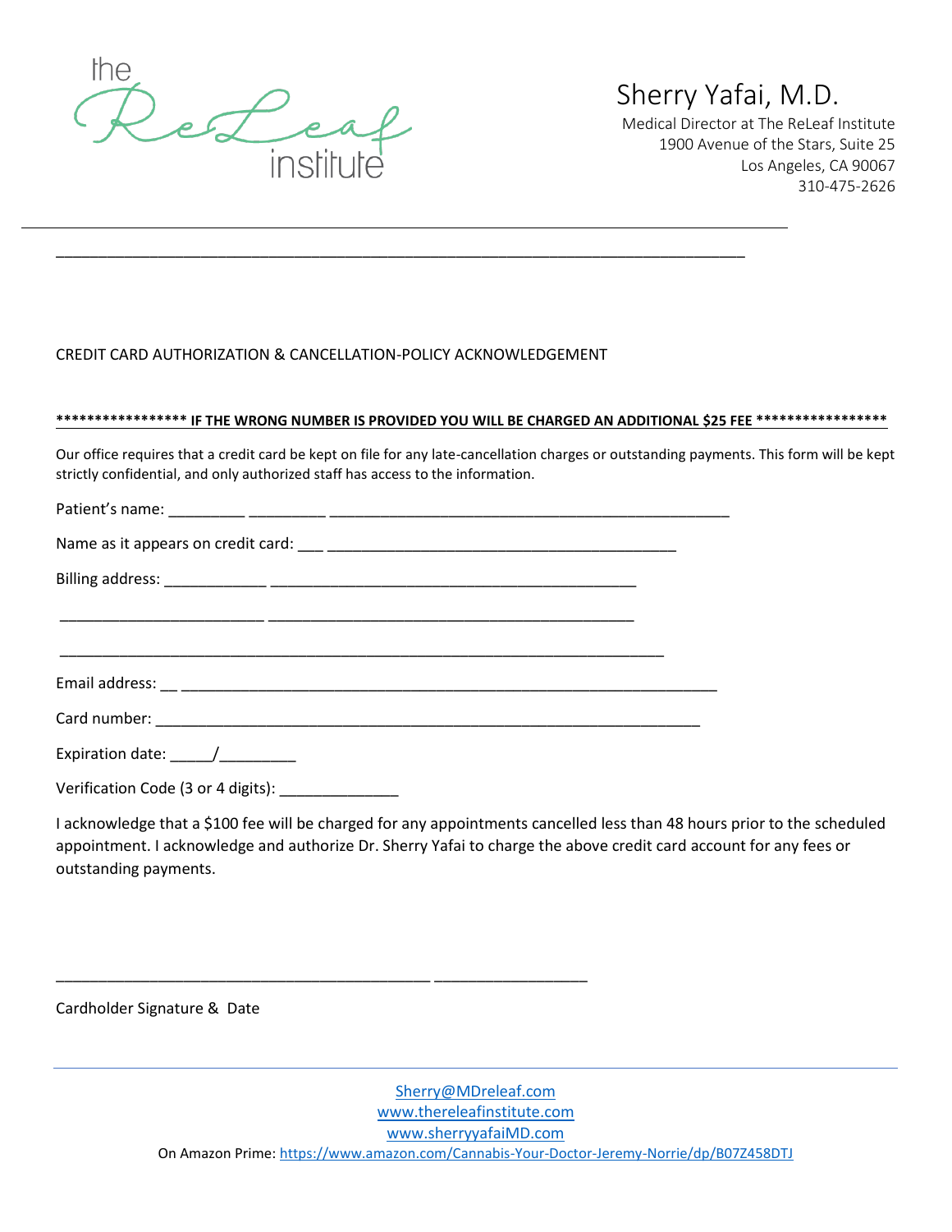the ReLeaf institute

Sherry Yafai, M.D.
Medical Director at The ReLeaf Institute
1900 Avenue of the Stars, Suite 25
Los Angeles, CA 90067
310-475-2626

---

CREDIT CARD AUTHORIZATION & CANCELLATION-POLICY ACKNOWLEDGEMENT

**\*\*\*\*\*\*\*\*\*\*\*\*\*\*\*\*\* IF THE WRONG NUMBER IS PROVIDED YOU WILL BE CHARGED AN ADDITIONAL $25 FEE \*\*\*\*\*\*\*\*\*\*\*\*\*\*\*\*\***

Our office requires that a credit card be kept on file for any late-cancellation charges or outstanding payments. This form will be kept strictly confidential, and only authorized staff has access to the information.

Patient's name: _________ _________ _____________________________________________

Name as it appears on credit card: ___ _______________________________________

Billing address: ____________ ________________________________________

________________________ ________________________________________

____________________________________________________________________

Email address: __ ____________________________________________________________

Card number: ______________________________________________________________

Expiration date: _____/_________

Verification Code (3 or 4 digits): ______________

I acknowledge that a $100 fee will be charged for any appointments cancelled less than 48 hours prior to the scheduled appointment. I acknowledge and authorize Dr. Sherry Yafai to charge the above credit card account for any fees or outstanding payments.

__________________________________________ _________________

Cardholder Signature & Date

---

Sherry@MDreleaf.com
www.thereleafinstitute.com
www.sherryyafaiMD.com
On Amazon Prime: https://www.amazon.com/Cannabis-Your-Doctor-Jeremy-Norrie/dp/B07Z458DTJ